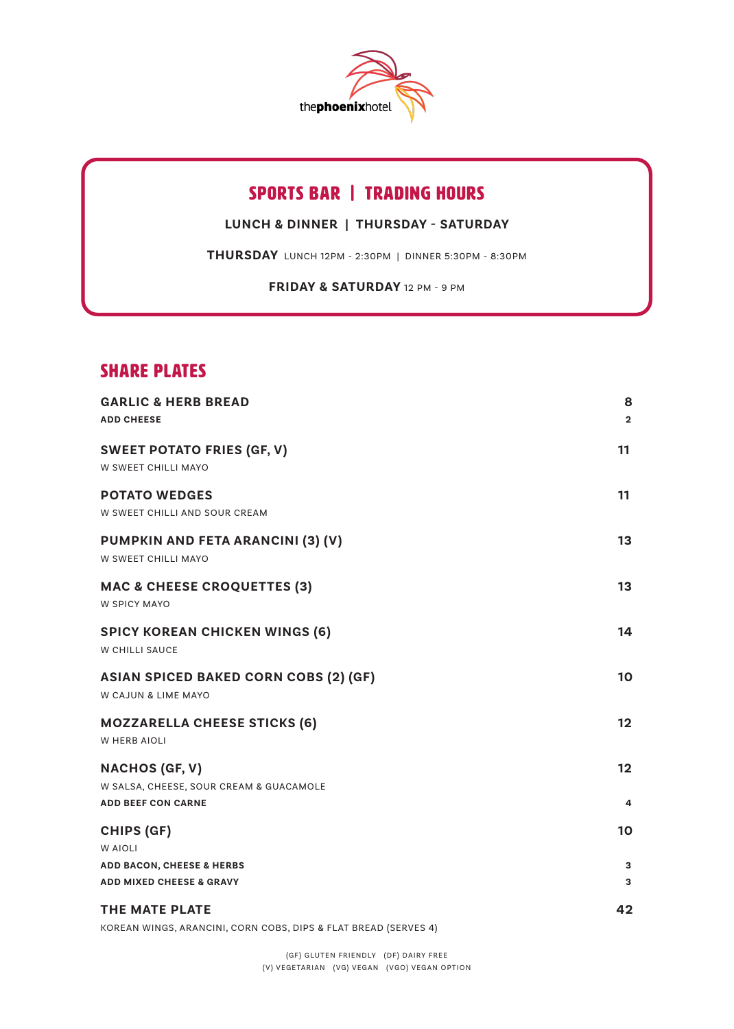thephoenixhotel

## SPORTS BAR | TRADING HOURS

**LUNCH & DINNER | THURSDAY - SATURDAY**

**THURSDAY** LUNCH 12PM - 2:30PM | DINNER 5:30PM - 8:30PM

**FRIDAY & SATURDAY** 12 PM - 9 PM

## SHARE PLATES

**GARLIC & HERB BREAD** — 8
**ADD CHEESE** — 2

**SWEET POTATO FRIES (GF, V)** — 11
W SWEET CHILLI MAYO

**POTATO WEDGES** — 11
W SWEET CHILLI AND SOUR CREAM

**PUMPKIN AND FETA ARANCINI (3) (V)** — 13
W SWEET CHILLI MAYO

**MAC & CHEESE CROQUETTES (3)** — 13
W SPICY MAYO

**SPICY KOREAN CHICKEN WINGS (6)** — 14
W CHILLI SAUCE

**ASIAN SPICED BAKED CORN COBS (2) (GF)** — 10
W CAJUN & LIME MAYO

**MOZZARELLA CHEESE STICKS (6)** — 12
W HERB AIOLI

**NACHOS (GF, V)** — 12
W SALSA, CHEESE, SOUR CREAM & GUACAMOLE
**ADD BEEF CON CARNE** — 4

**CHIPS (GF)** — 10
W AIOLI
**ADD BACON, CHEESE & HERBS** — 3
**ADD MIXED CHEESE & GRAVY** — 3

**THE MATE PLATE** — 42
KOREAN WINGS, ARANCINI, CORN COBS, DIPS & FLAT BREAD (SERVES 4)

(GF) GLUTEN FRIENDLY (DF) DAIRY FREE
(V) VEGETARIAN (VG) VEGAN (VGO) VEGAN OPTION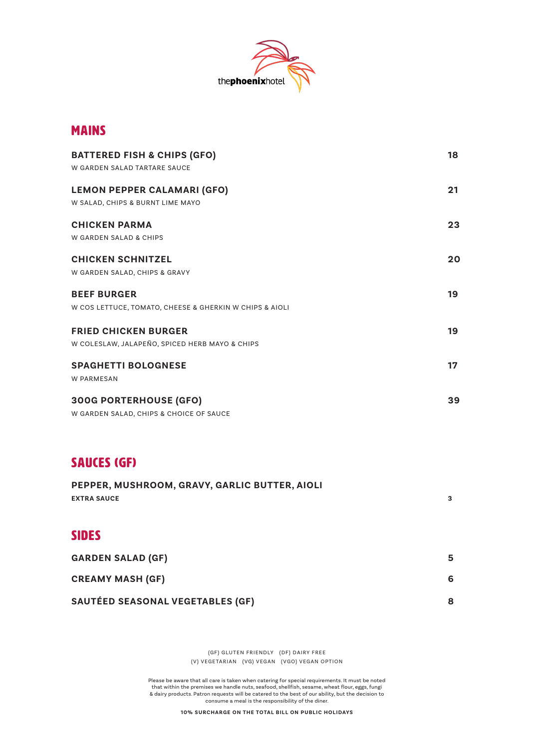thephoenixhotel

## MAINS

| | |
|---|---|
| **BATTERED FISH & CHIPS (GFO)**<br>W GARDEN SALAD TARTARE SAUCE | 18 |
| **LEMON PEPPER CALAMARI (GFO)**<br>W SALAD, CHIPS & BURNT LIME MAYO | 21 |
| **CHICKEN PARMA**<br>W GARDEN SALAD & CHIPS | 23 |
| **CHICKEN SCHNITZEL**<br>W GARDEN SALAD, CHIPS & GRAVY | 20 |
| **BEEF BURGER**<br>W COS LETTUCE, TOMATO, CHEESE & GHERKIN W CHIPS & AIOLI | 19 |
| **FRIED CHICKEN BURGER**<br>W COLESLAW, JALAPEÑO, SPICED HERB MAYO & CHIPS | 19 |
| **SPAGHETTI BOLOGNESE**<br>W PARMESAN | 17 |
| **300G PORTERHOUSE (GFO)**<br>W GARDEN SALAD, CHIPS & CHOICE OF SAUCE | 39 |

## SAUCES (GF)

**PEPPER, MUSHROOM, GRAVY, GARLIC BUTTER, AIOLI**

| | |
|---|---|
| **EXTRA SAUCE** | 3 |

## SIDES

| | |
|---|---|
| **GARDEN SALAD (GF)** | 5 |
| **CREAMY MASH (GF)** | 6 |
| **SAUTÉED SEASONAL VEGETABLES (GF)** | 8 |

(GF) GLUTEN FRIENDLY (DF) DAIRY FREE
(V) VEGETARIAN (VG) VEGAN (VGO) VEGAN OPTION

Please be aware that all care is taken when catering for special requirements. It must be noted that within the premises we handle nuts, seafood, shellfish, sesame, wheat flour, eggs, fungi & dairy products. Patron requests will be catered to the best of our ability, but the decision to consume a meal is the responsibility of the diner.

**10% SURCHARGE ON THE TOTAL BILL ON PUBLIC HOLIDAYS**